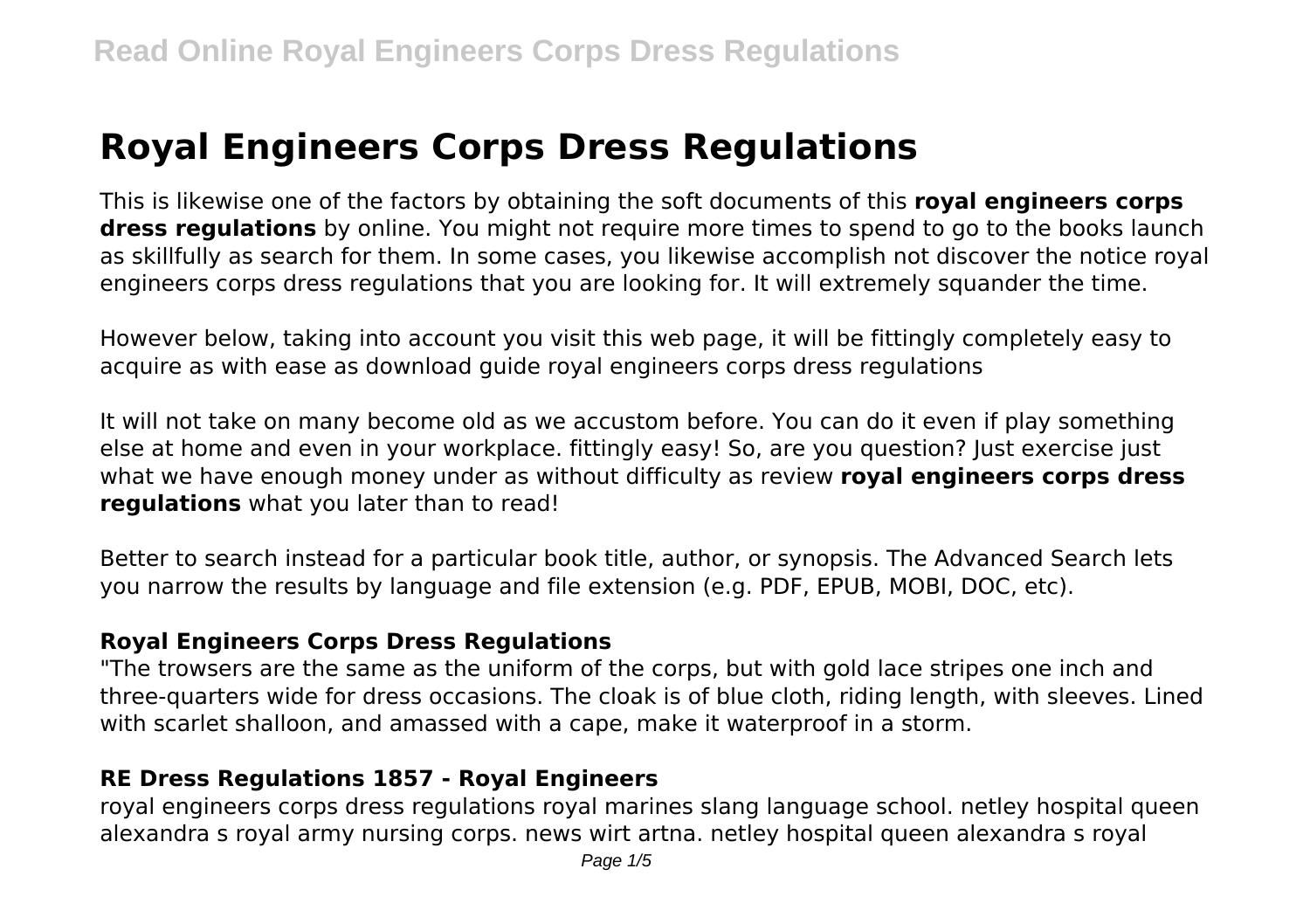# Royal Engineers Corps Dress Regulations

This is likewise one of the factors by obtaining the soft documents of this **royal engineers corps dress regulations** by online. You might not require more times to spend to go to the books launch as skillfully as search for them. In some cases, you likewise accomplish not discover the notice royal engineers corps dress regulations that you are looking for. It will extremely squander the time.

However below, taking into account you visit this web page, it will be fittingly completely easy to acquire as with ease as download guide royal engineers corps dress regulations

It will not take on many become old as we accustom before. You can do it even if play something else at home and even in your workplace. fittingly easy! So, are you question? Just exercise just what we have enough money under as without difficulty as review **royal engineers corps dress regulations** what you later than to read!

Better to search instead for a particular book title, author, or synopsis. The Advanced Search lets you narrow the results by language and file extension (e.g. PDF, EPUB, MOBI, DOC, etc).

## Royal Engineers Corps Dress Regulations

"The trowsers are the same as the uniform of the corps, but with gold lace stripes one inch and three-quarters wide for dress occasions. The cloak is of blue cloth, riding length, with sleeves. Lined with scarlet shalloon, and amassed with a cape, make it waterproof in a storm.

## RE Dress Regulations 1857 - Royal Engineers

royal engineers corps dress regulations royal marines slang language school. netley hospital queen alexandra s royal army nursing corps. news wirt artna. netley hospital queen alexandra s royal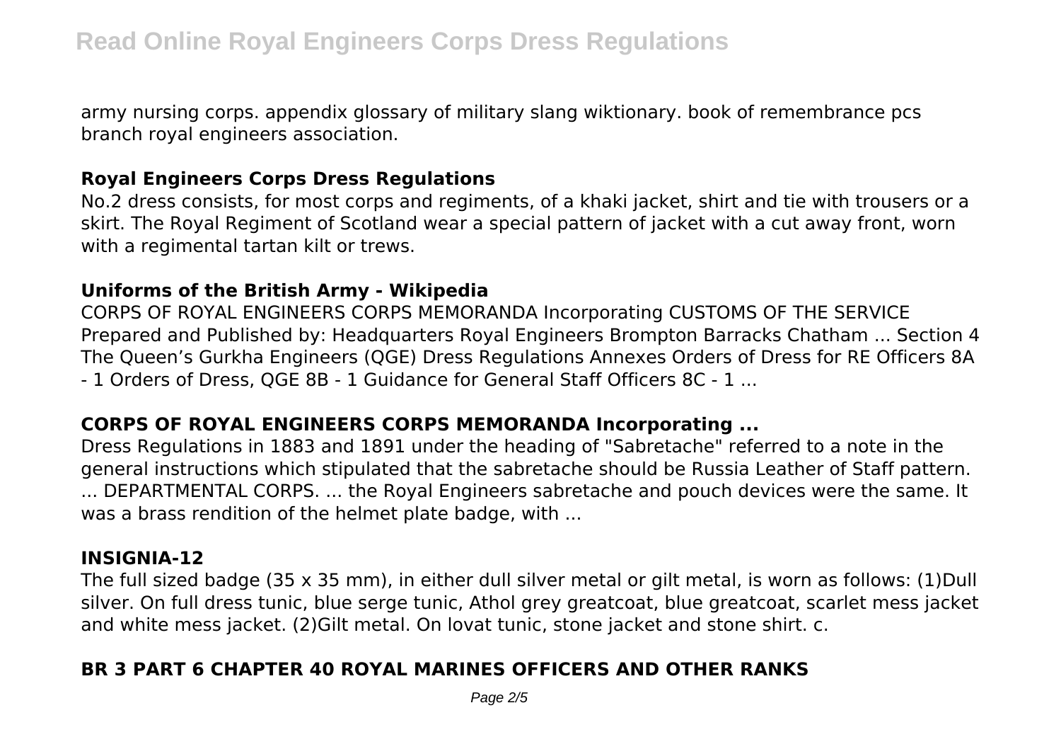army nursing corps. appendix glossary of military slang wiktionary. book of remembrance pcs branch royal engineers association.

## Royal Engineers Corps Dress Regulations

No.2 dress consists, for most corps and regiments, of a khaki jacket, shirt and tie with trousers or a skirt. The Royal Regiment of Scotland wear a special pattern of jacket with a cut away front, worn with a regimental tartan kilt or trews.

## Uniforms of the British Army - Wikipedia

CORPS OF ROYAL ENGINEERS CORPS MEMORANDA Incorporating CUSTOMS OF THE SERVICE Prepared and Published by: Headquarters Royal Engineers Brompton Barracks Chatham ... Section 4 The Queen's Gurkha Engineers (QGE) Dress Regulations Annexes Orders of Dress for RE Officers 8A - 1 Orders of Dress, QGE 8B - 1 Guidance for General Staff Officers 8C - 1 ...

## CORPS OF ROYAL ENGINEERS CORPS MEMORANDA Incorporating ...

Dress Regulations in 1883 and 1891 under the heading of "Sabretache" referred to a note in the general instructions which stipulated that the sabretache should be Russia Leather of Staff pattern. ... DEPARTMENTAL CORPS. ... the Royal Engineers sabretache and pouch devices were the same. It was a brass rendition of the helmet plate badge, with ...

## INSIGNIA-12

The full sized badge (35 x 35 mm), in either dull silver metal or gilt metal, is worn as follows: (1)Dull silver. On full dress tunic, blue serge tunic, Athol grey greatcoat, blue greatcoat, scarlet mess jacket and white mess jacket. (2)Gilt metal. On lovat tunic, stone jacket and stone shirt. c.

## BR 3 PART 6 CHAPTER 40 ROYAL MARINES OFFICERS AND OTHER RANKS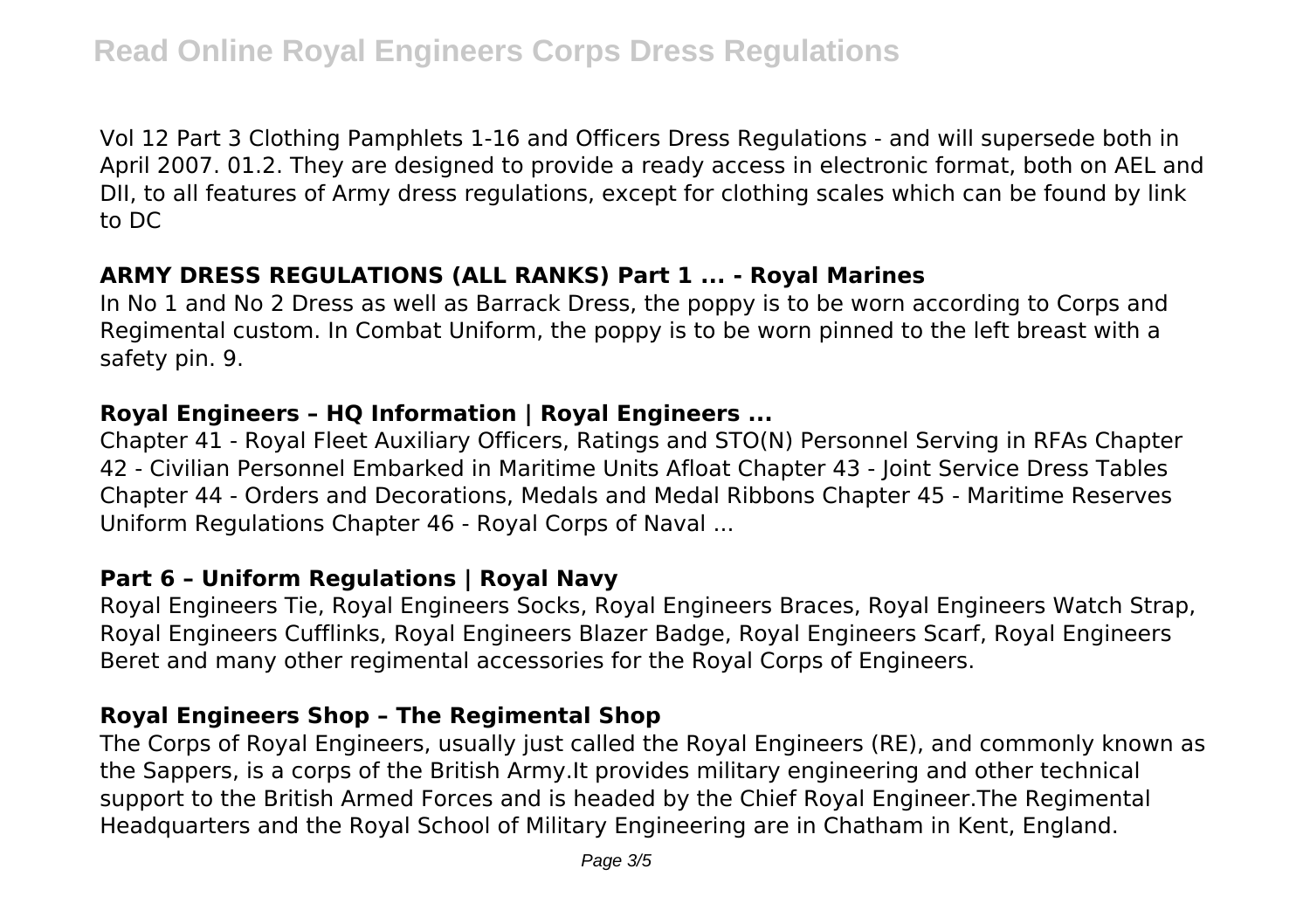Vol 12 Part 3 Clothing Pamphlets 1-16 and Officers Dress Regulations - and will supersede both in April 2007. 01.2. They are designed to provide a ready access in electronic format, both on AEL and DII, to all features of Army dress regulations, except for clothing scales which can be found by link to DC

## ARMY DRESS REGULATIONS (ALL RANKS) Part 1 ... - Royal Marines

In No 1 and No 2 Dress as well as Barrack Dress, the poppy is to be worn according to Corps and Regimental custom. In Combat Uniform, the poppy is to be worn pinned to the left breast with a safety pin. 9.

## Royal Engineers – HQ Information | Royal Engineers ...

Chapter 41 - Royal Fleet Auxiliary Officers, Ratings and STO(N) Personnel Serving in RFAs Chapter 42 - Civilian Personnel Embarked in Maritime Units Afloat Chapter 43 - Joint Service Dress Tables Chapter 44 - Orders and Decorations, Medals and Medal Ribbons Chapter 45 - Maritime Reserves Uniform Regulations Chapter 46 - Royal Corps of Naval ...

## Part 6 – Uniform Regulations | Royal Navy

Royal Engineers Tie, Royal Engineers Socks, Royal Engineers Braces, Royal Engineers Watch Strap, Royal Engineers Cufflinks, Royal Engineers Blazer Badge, Royal Engineers Scarf, Royal Engineers Beret and many other regimental accessories for the Royal Corps of Engineers.

## Royal Engineers Shop – The Regimental Shop

The Corps of Royal Engineers, usually just called the Royal Engineers (RE), and commonly known as the Sappers, is a corps of the British Army.It provides military engineering and other technical support to the British Armed Forces and is headed by the Chief Royal Engineer.The Regimental Headquarters and the Royal School of Military Engineering are in Chatham in Kent, England.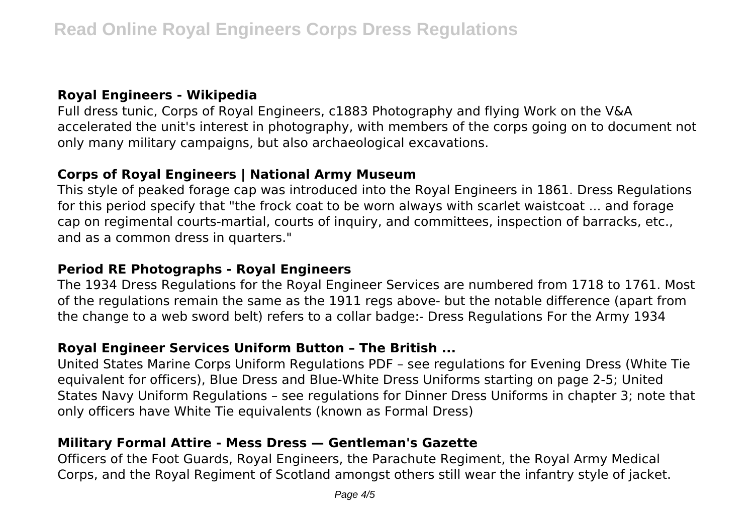### Royal Engineers - Wikipedia

Full dress tunic, Corps of Royal Engineers, c1883 Photography and flying Work on the V&A accelerated the unit's interest in photography, with members of the corps going on to document not only many military campaigns, but also archaeological excavations.

### Corps of Royal Engineers | National Army Museum

This style of peaked forage cap was introduced into the Royal Engineers in 1861. Dress Regulations for this period specify that "the frock coat to be worn always with scarlet waistcoat ... and forage cap on regimental courts-martial, courts of inquiry, and committees, inspection of barracks, etc., and as a common dress in quarters."

### Period RE Photographs - Royal Engineers

The 1934 Dress Regulations for the Royal Engineer Services are numbered from 1718 to 1761. Most of the regulations remain the same as the 1911 regs above- but the notable difference (apart from the change to a web sword belt) refers to a collar badge:- Dress Regulations For the Army 1934

### Royal Engineer Services Uniform Button – The British ...

United States Marine Corps Uniform Regulations PDF – see regulations for Evening Dress (White Tie equivalent for officers), Blue Dress and Blue-White Dress Uniforms starting on page 2-5; United States Navy Uniform Regulations – see regulations for Dinner Dress Uniforms in chapter 3; note that only officers have White Tie equivalents (known as Formal Dress)

### Military Formal Attire - Mess Dress — Gentleman's Gazette

Officers of the Foot Guards, Royal Engineers, the Parachute Regiment, the Royal Army Medical Corps, and the Royal Regiment of Scotland amongst others still wear the infantry style of jacket.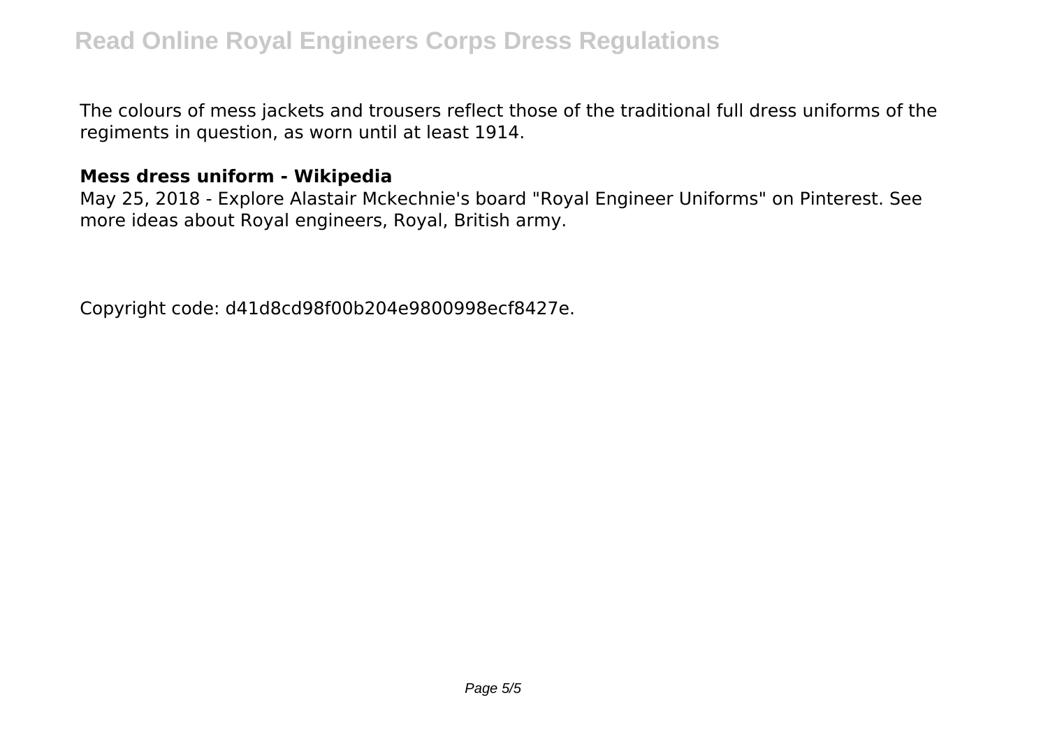The colours of mess jackets and trousers reflect those of the traditional full dress uniforms of the regiments in question, as worn until at least 1914.

**Mess dress uniform - Wikipedia**

May 25, 2018 - Explore Alastair Mckechnie's board "Royal Engineer Uniforms" on Pinterest. See more ideas about Royal engineers, Royal, British army.

Copyright code: d41d8cd98f00b204e9800998ecf8427e.